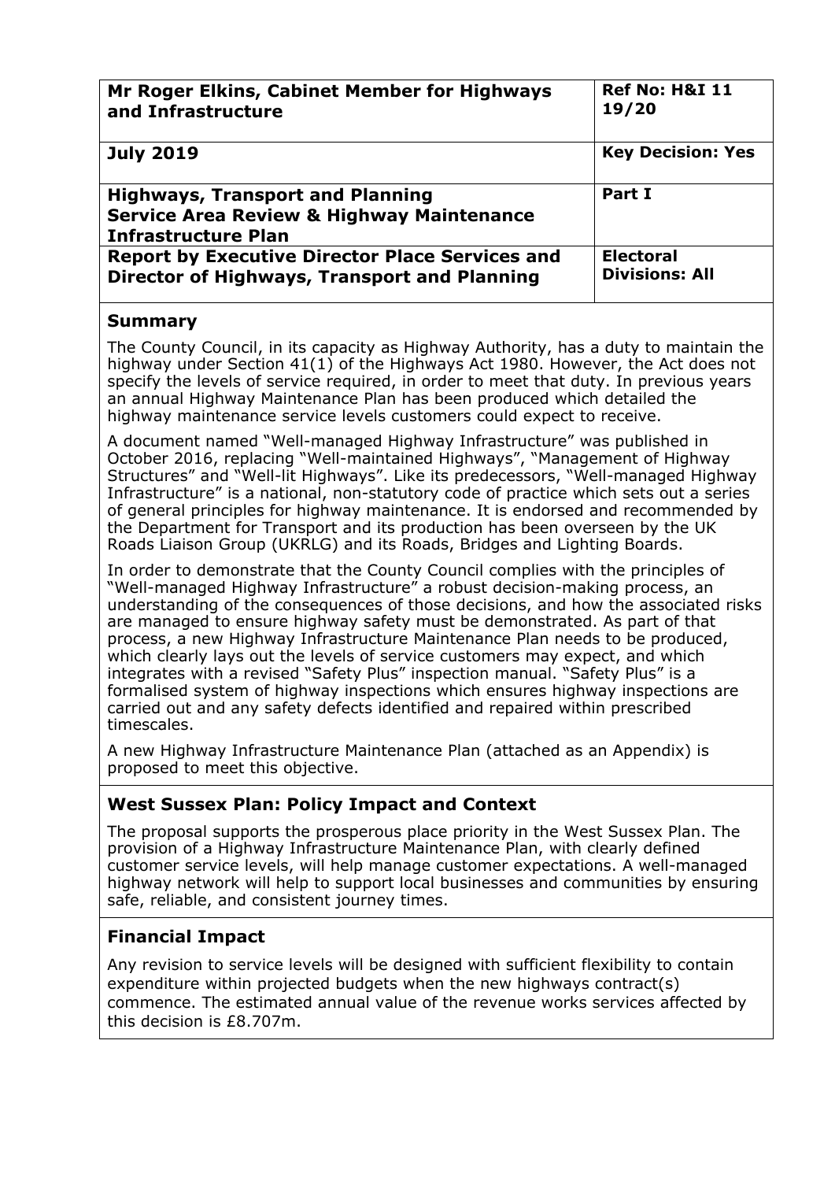| **Mr Roger Elkins, Cabinet Member for Highways and Infrastructure** | **Ref No: H&I 11 19/20** |
|---|---|
| **July 2019** | **Key Decision: Yes** |
| **Highways, Transport and Planning Service Area Review & Highway Maintenance Infrastructure Plan** | **Part I** |
| **Report by Executive Director Place Services and Director of Highways, Transport and Planning** | **Electoral Divisions: All** |

## Summary

The County Council, in its capacity as Highway Authority, has a duty to maintain the highway under Section 41(1) of the Highways Act 1980. However, the Act does not specify the levels of service required, in order to meet that duty. In previous years an annual Highway Maintenance Plan has been produced which detailed the highway maintenance service levels customers could expect to receive.

A document named "Well-managed Highway Infrastructure" was published in October 2016, replacing "Well-maintained Highways", "Management of Highway Structures" and "Well-lit Highways". Like its predecessors, "Well-managed Highway Infrastructure" is a national, non-statutory code of practice which sets out a series of general principles for highway maintenance. It is endorsed and recommended by the Department for Transport and its production has been overseen by the UK Roads Liaison Group (UKRLG) and its Roads, Bridges and Lighting Boards.

In order to demonstrate that the County Council complies with the principles of "Well-managed Highway Infrastructure" a robust decision-making process, an understanding of the consequences of those decisions, and how the associated risks are managed to ensure highway safety must be demonstrated. As part of that process, a new Highway Infrastructure Maintenance Plan needs to be produced, which clearly lays out the levels of service customers may expect, and which integrates with a revised "Safety Plus" inspection manual. "Safety Plus" is a formalised system of highway inspections which ensures highway inspections are carried out and any safety defects identified and repaired within prescribed timescales.

A new Highway Infrastructure Maintenance Plan (attached as an Appendix) is proposed to meet this objective.

## West Sussex Plan: Policy Impact and Context

The proposal supports the prosperous place priority in the West Sussex Plan. The provision of a Highway Infrastructure Maintenance Plan, with clearly defined customer service levels, will help manage customer expectations. A well-managed highway network will help to support local businesses and communities by ensuring safe, reliable, and consistent journey times.

## Financial Impact

Any revision to service levels will be designed with sufficient flexibility to contain expenditure within projected budgets when the new highways contract(s) commence. The estimated annual value of the revenue works services affected by this decision is £8.707m.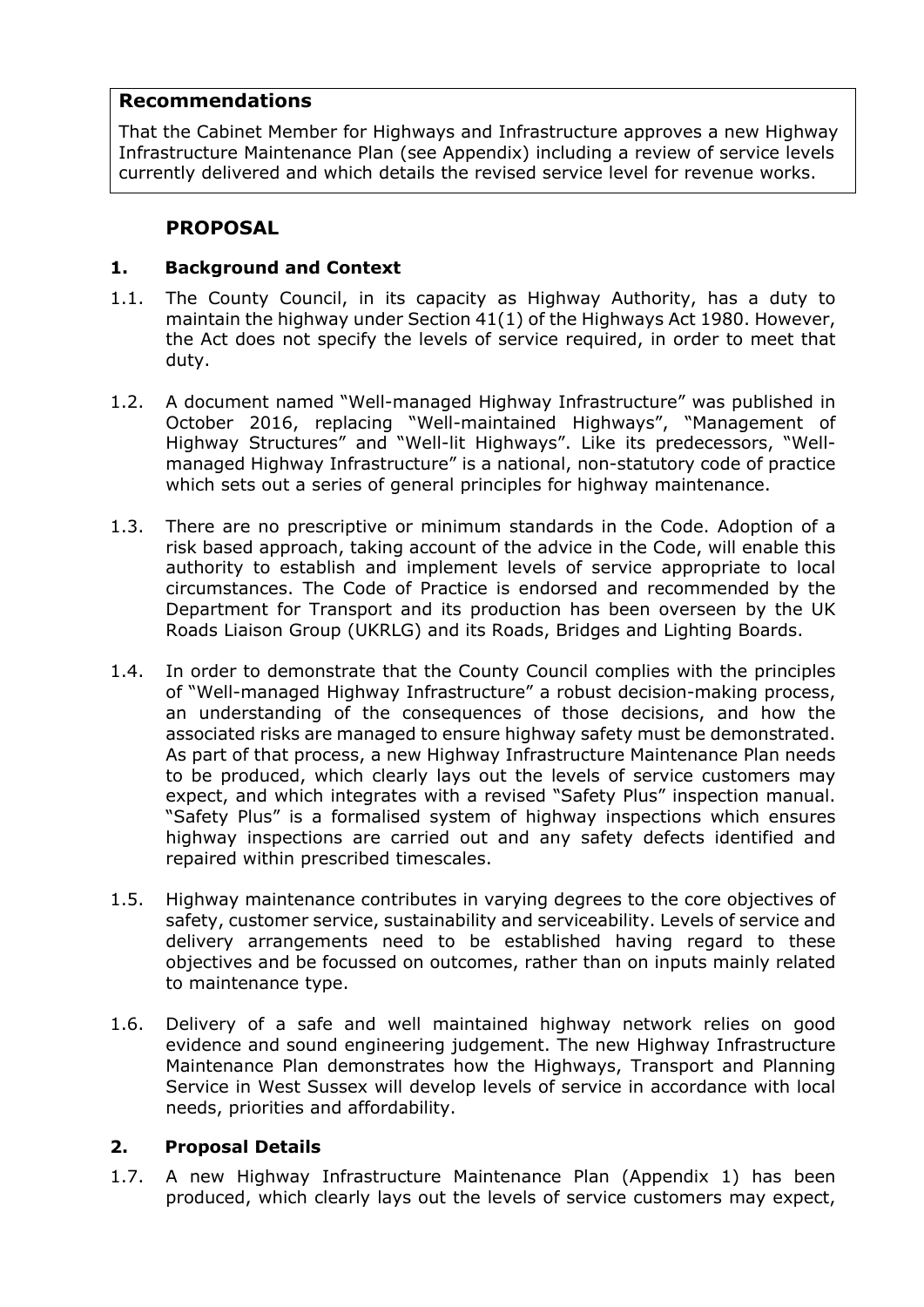## Recommendations

That the Cabinet Member for Highways and Infrastructure approves a new Highway Infrastructure Maintenance Plan (see Appendix) including a review of service levels currently delivered and which details the revised service level for revenue works.

## PROPOSAL

### 1. Background and Context

1.1. The County Council, in its capacity as Highway Authority, has a duty to maintain the highway under Section 41(1) of the Highways Act 1980. However, the Act does not specify the levels of service required, in order to meet that duty.

1.2. A document named "Well-managed Highway Infrastructure" was published in October 2016, replacing "Well-maintained Highways", "Management of Highway Structures" and "Well-lit Highways". Like its predecessors, "Well-managed Highway Infrastructure" is a national, non-statutory code of practice which sets out a series of general principles for highway maintenance.

1.3. There are no prescriptive or minimum standards in the Code. Adoption of a risk based approach, taking account of the advice in the Code, will enable this authority to establish and implement levels of service appropriate to local circumstances. The Code of Practice is endorsed and recommended by the Department for Transport and its production has been overseen by the UK Roads Liaison Group (UKRLG) and its Roads, Bridges and Lighting Boards.

1.4. In order to demonstrate that the County Council complies with the principles of "Well-managed Highway Infrastructure" a robust decision-making process, an understanding of the consequences of those decisions, and how the associated risks are managed to ensure highway safety must be demonstrated. As part of that process, a new Highway Infrastructure Maintenance Plan needs to be produced, which clearly lays out the levels of service customers may expect, and which integrates with a revised "Safety Plus" inspection manual. "Safety Plus" is a formalised system of highway inspections which ensures highway inspections are carried out and any safety defects identified and repaired within prescribed timescales.

1.5. Highway maintenance contributes in varying degrees to the core objectives of safety, customer service, sustainability and serviceability. Levels of service and delivery arrangements need to be established having regard to these objectives and be focussed on outcomes, rather than on inputs mainly related to maintenance type.

1.6. Delivery of a safe and well maintained highway network relies on good evidence and sound engineering judgement. The new Highway Infrastructure Maintenance Plan demonstrates how the Highways, Transport and Planning Service in West Sussex will develop levels of service in accordance with local needs, priorities and affordability.

### 2. Proposal Details

1.7. A new Highway Infrastructure Maintenance Plan (Appendix 1) has been produced, which clearly lays out the levels of service customers may expect,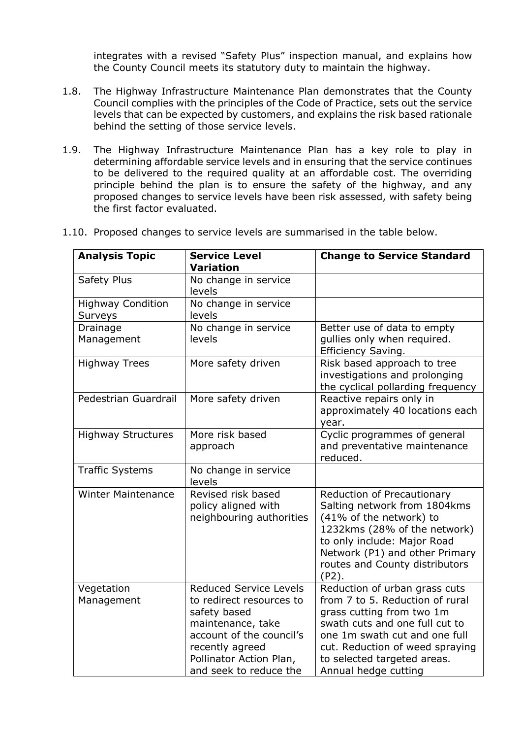integrates with a revised "Safety Plus" inspection manual, and explains how the County Council meets its statutory duty to maintain the highway.

1.8. The Highway Infrastructure Maintenance Plan demonstrates that the County Council complies with the principles of the Code of Practice, sets out the service levels that can be expected by customers, and explains the risk based rationale behind the setting of those service levels.

1.9. The Highway Infrastructure Maintenance Plan has a key role to play in determining affordable service levels and in ensuring that the service continues to be delivered to the required quality at an affordable cost. The overriding principle behind the plan is to ensure the safety of the highway, and any proposed changes to service levels have been risk assessed, with safety being the first factor evaluated.

1.10. Proposed changes to service levels are summarised in the table below.

| **Analysis Topic** | **Service Level Variation** | **Change to Service Standard** |
|---|---|---|
| Safety Plus | No change in service levels | |
| Highway Condition Surveys | No change in service levels | |
| Drainage Management | No change in service levels | Better use of data to empty gullies only when required. Efficiency Saving. |
| Highway Trees | More safety driven | Risk based approach to tree investigations and prolonging the cyclical pollarding frequency |
| Pedestrian Guardrail | More safety driven | Reactive repairs only in approximately 40 locations each year. |
| Highway Structures | More risk based approach | Cyclic programmes of general and preventative maintenance reduced. |
| Traffic Systems | No change in service levels | |
| Winter Maintenance | Revised risk based policy aligned with neighbouring authorities | Reduction of Precautionary Salting network from 1804kms (41% of the network) to 1232kms (28% of the network) to only include: Major Road Network (P1) and other Primary routes and County distributors (P2). |
| Vegetation Management | Reduced Service Levels to redirect resources to safety based maintenance, take account of the council's recently agreed Pollinator Action Plan, and seek to reduce the | Reduction of urban grass cuts from 7 to 5. Reduction of rural grass cutting from two 1m swath cuts and one full cut to one 1m swath cut and one full cut. Reduction of weed spraying to selected targeted areas. Annual hedge cutting |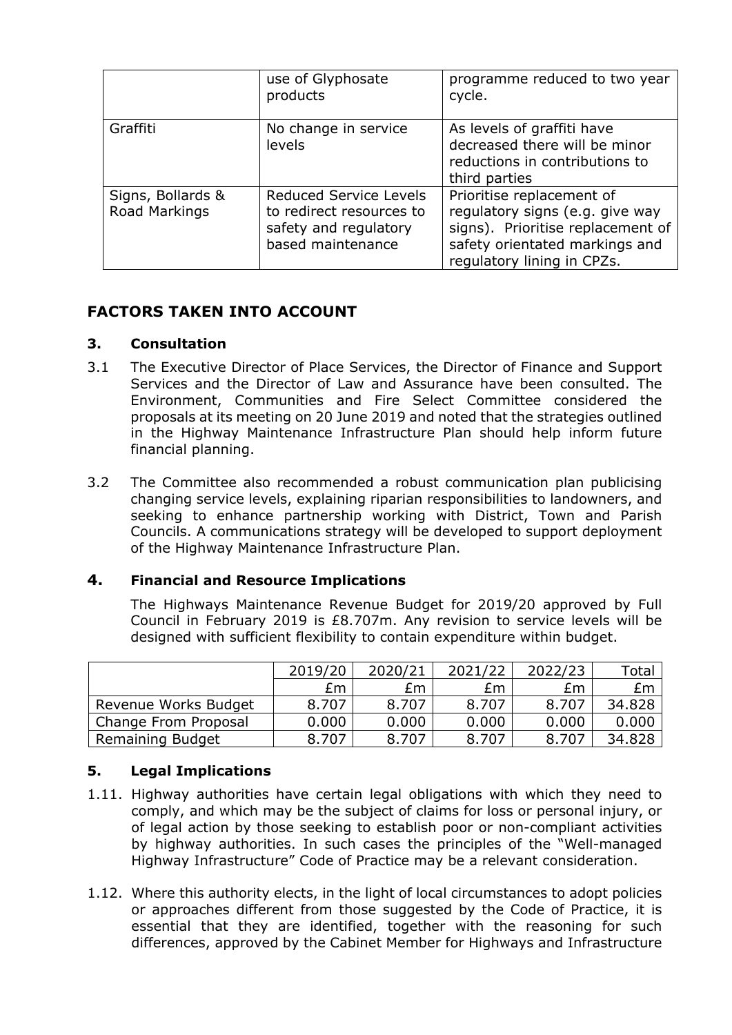|  | use of Glyphosate products | programme reduced to two year cycle. |
|---|---|---|
| Graffiti | No change in service levels | As levels of graffiti have decreased there will be minor reductions in contributions to third parties |
| Signs, Bollards & Road Markings | Reduced Service Levels to redirect resources to safety and regulatory based maintenance | Prioritise replacement of regulatory signs (e.g. give way signs). Prioritise replacement of safety orientated markings and regulatory lining in CPZs. |

## FACTORS TAKEN INTO ACCOUNT

### 3. Consultation

3.1 The Executive Director of Place Services, the Director of Finance and Support Services and the Director of Law and Assurance have been consulted. The Environment, Communities and Fire Select Committee considered the proposals at its meeting on 20 June 2019 and noted that the strategies outlined in the Highway Maintenance Infrastructure Plan should help inform future financial planning.

3.2 The Committee also recommended a robust communication plan publicising changing service levels, explaining riparian responsibilities to landowners, and seeking to enhance partnership working with District, Town and Parish Councils. A communications strategy will be developed to support deployment of the Highway Maintenance Infrastructure Plan.

### 4. Financial and Resource Implications

The Highways Maintenance Revenue Budget for 2019/20 approved by Full Council in February 2019 is £8.707m. Any revision to service levels will be designed with sufficient flexibility to contain expenditure within budget.

|  | 2019/20 | 2020/21 | 2021/22 | 2022/23 | Total |
|---|---|---|---|---|---|
|  | £m | £m | £m | £m | £m |
| Revenue Works Budget | 8.707 | 8.707 | 8.707 | 8.707 | 34.828 |
| Change From Proposal | 0.000 | 0.000 | 0.000 | 0.000 | 0.000 |
| Remaining Budget | 8.707 | 8.707 | 8.707 | 8.707 | 34.828 |

### 5. Legal Implications

1.11. Highway authorities have certain legal obligations with which they need to comply, and which may be the subject of claims for loss or personal injury, or of legal action by those seeking to establish poor or non-compliant activities by highway authorities. In such cases the principles of the "Well-managed Highway Infrastructure" Code of Practice may be a relevant consideration.

1.12. Where this authority elects, in the light of local circumstances to adopt policies or approaches different from those suggested by the Code of Practice, it is essential that they are identified, together with the reasoning for such differences, approved by the Cabinet Member for Highways and Infrastructure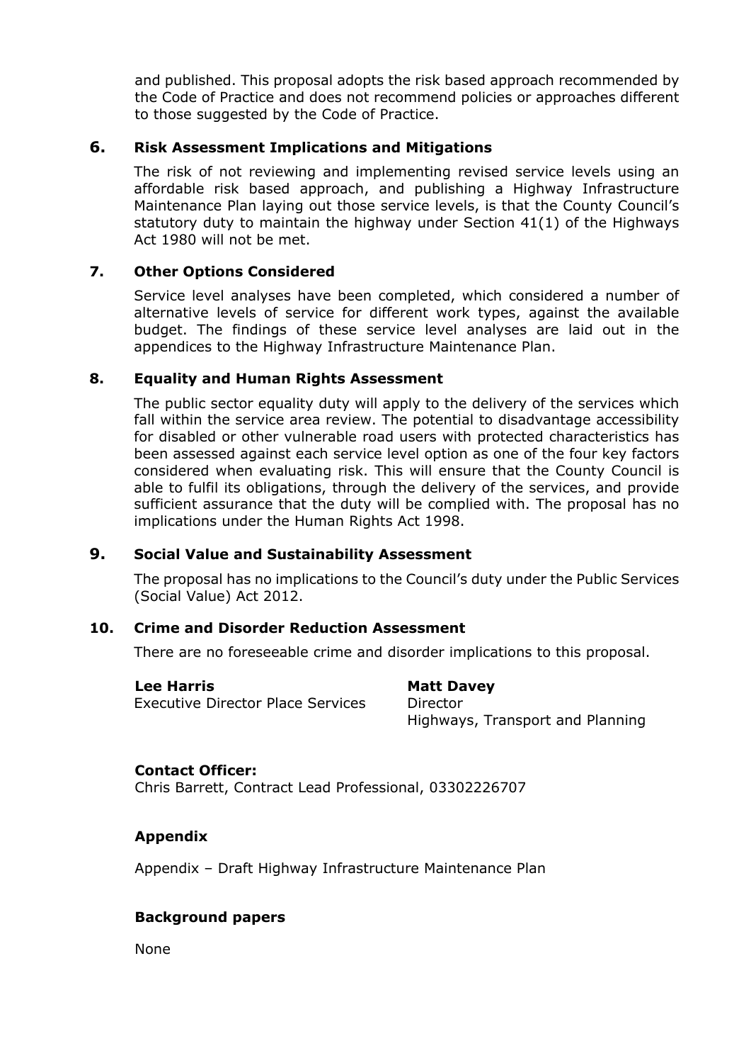and published. This proposal adopts the risk based approach recommended by the Code of Practice and does not recommend policies or approaches different to those suggested by the Code of Practice.

## 6. Risk Assessment Implications and Mitigations

The risk of not reviewing and implementing revised service levels using an affordable risk based approach, and publishing a Highway Infrastructure Maintenance Plan laying out those service levels, is that the County Council's statutory duty to maintain the highway under Section 41(1) of the Highways Act 1980 will not be met.

## 7. Other Options Considered

Service level analyses have been completed, which considered a number of alternative levels of service for different work types, against the available budget. The findings of these service level analyses are laid out in the appendices to the Highway Infrastructure Maintenance Plan.

## 8. Equality and Human Rights Assessment

The public sector equality duty will apply to the delivery of the services which fall within the service area review. The potential to disadvantage accessibility for disabled or other vulnerable road users with protected characteristics has been assessed against each service level option as one of the four key factors considered when evaluating risk. This will ensure that the County Council is able to fulfil its obligations, through the delivery of the services, and provide sufficient assurance that the duty will be complied with. The proposal has no implications under the Human Rights Act 1998.

## 9. Social Value and Sustainability Assessment

The proposal has no implications to the Council's duty under the Public Services (Social Value) Act 2012.

## 10. Crime and Disorder Reduction Assessment

There are no foreseeable crime and disorder implications to this proposal.

**Lee Harris**
Executive Director Place Services

**Matt Davey**
Director
Highways, Transport and Planning

**Contact Officer:**
Chris Barrett, Contract Lead Professional, 03302226707

### Appendix

Appendix – Draft Highway Infrastructure Maintenance Plan

### Background papers

None